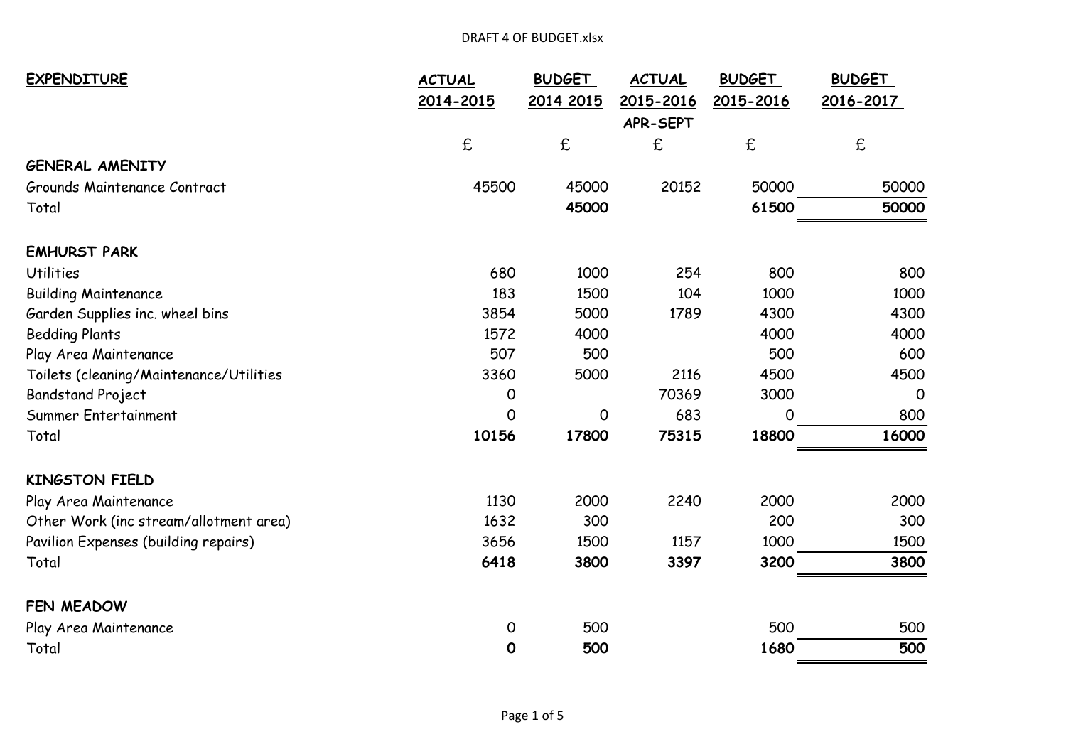| EXPENDITURE | ACTUAL 2014-2015 | BUDGET 2014 2015 | ACTUAL 2015-2016 APR-SEPT | BUDGET 2015-2016 | BUDGET 2016-2017 |
|---|---|---|---|---|---|
| | £ | £ | £ | £ | £ |
| **GENERAL AMENITY** | | | | | |
| Grounds Maintenance Contract | 45500 | 45000 | 20152 | 50000 | 50000 |
| Total | | **45000** | | **61500** | **50000** |
| | | | | | |
| **EMHURST PARK** | | | | | |
| Utilities | 680 | 1000 | 254 | 800 | 800 |
| Building Maintenance | 183 | 1500 | 104 | 1000 | 1000 |
| Garden Supplies inc. wheel bins | 3854 | 5000 | 1789 | 4300 | 4300 |
| Bedding Plants | 1572 | 4000 | | 4000 | 4000 |
| Play Area Maintenance | 507 | 500 | | 500 | 600 |
| Toilets (cleaning/Maintenance/Utilities | 3360 | 5000 | 2116 | 4500 | 4500 |
| Bandstand Project | 0 | | 70369 | 3000 | 0 |
| Summer Entertainment | 0 | 0 | 683 | 0 | 800 |
| Total | **10156** | **17800** | **75315** | **18800** | **16000** |
| | | | | | |
| **KINGSTON FIELD** | | | | | |
| Play Area Maintenance | 1130 | 2000 | 2240 | 2000 | 2000 |
| Other Work (inc stream/allotment area) | 1632 | 300 | | 200 | 300 |
| Pavilion Expenses (building repairs) | 3656 | 1500 | 1157 | 1000 | 1500 |
| Total | **6418** | **3800** | **3397** | **3200** | **3800** |
| | | | | | |
| **FEN MEADOW** | | | | | |
| Play Area Maintenance | 0 | 500 | | 500 | 500 |
| Total | **0** | **500** | | **1680** | **500** |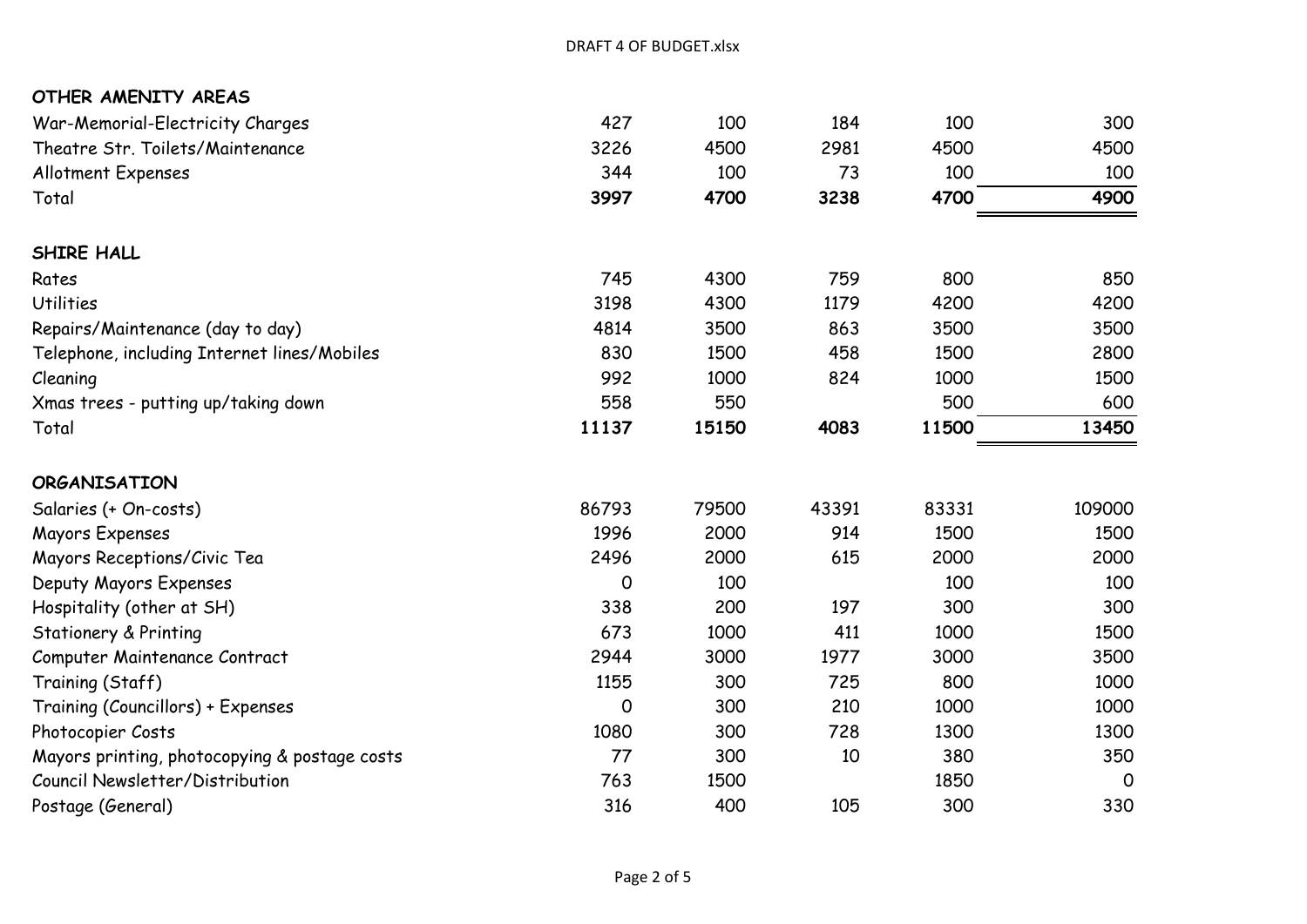| OTHER AMENITY AREAS | | | | | |
|---|---|---|---|---|---|
| War-Memorial-Electricity Charges | 427 | 100 | 184 | 100 | 300 |
| Theatre Str. Toilets/Maintenance | 3226 | 4500 | 2981 | 4500 | 4500 |
| Allotment Expenses | 344 | 100 | 73 | 100 | 100 |
| Total | **3997** | **4700** | **3238** | **4700** | **4900** |

| SHIRE HALL | | | | | |
|---|---|---|---|---|---|
| Rates | 745 | 4300 | 759 | 800 | 850 |
| Utilities | 3198 | 4300 | 1179 | 4200 | 4200 |
| Repairs/Maintenance (day to day) | 4814 | 3500 | 863 | 3500 | 3500 |
| Telephone, including Internet lines/Mobiles | 830 | 1500 | 458 | 1500 | 2800 |
| Cleaning | 992 | 1000 | 824 | 1000 | 1500 |
| Xmas trees - putting up/taking down | 558 | 550 | | 500 | 600 |
| Total | **11137** | **15150** | **4083** | **11500** | **13450** |

| ORGANISATION | | | | | |
|---|---|---|---|---|---|
| Salaries (+ On-costs) | 86793 | 79500 | 43391 | 83331 | 109000 |
| Mayors Expenses | 1996 | 2000 | 914 | 1500 | 1500 |
| Mayors Receptions/Civic Tea | 2496 | 2000 | 615 | 2000 | 2000 |
| Deputy Mayors Expenses | 0 | 100 | | 100 | 100 |
| Hospitality (other at SH) | 338 | 200 | 197 | 300 | 300 |
| Stationery & Printing | 673 | 1000 | 411 | 1000 | 1500 |
| Computer Maintenance Contract | 2944 | 3000 | 1977 | 3000 | 3500 |
| Training (Staff) | 1155 | 300 | 725 | 800 | 1000 |
| Training (Councillors) + Expenses | 0 | 300 | 210 | 1000 | 1000 |
| Photocopier Costs | 1080 | 300 | 728 | 1300 | 1300 |
| Mayors printing, photocopying & postage costs | 77 | 300 | 10 | 380 | 350 |
| Council Newsletter/Distribution | 763 | 1500 | | 1850 | 0 |
| Postage (General) | 316 | 400 | 105 | 300 | 330 |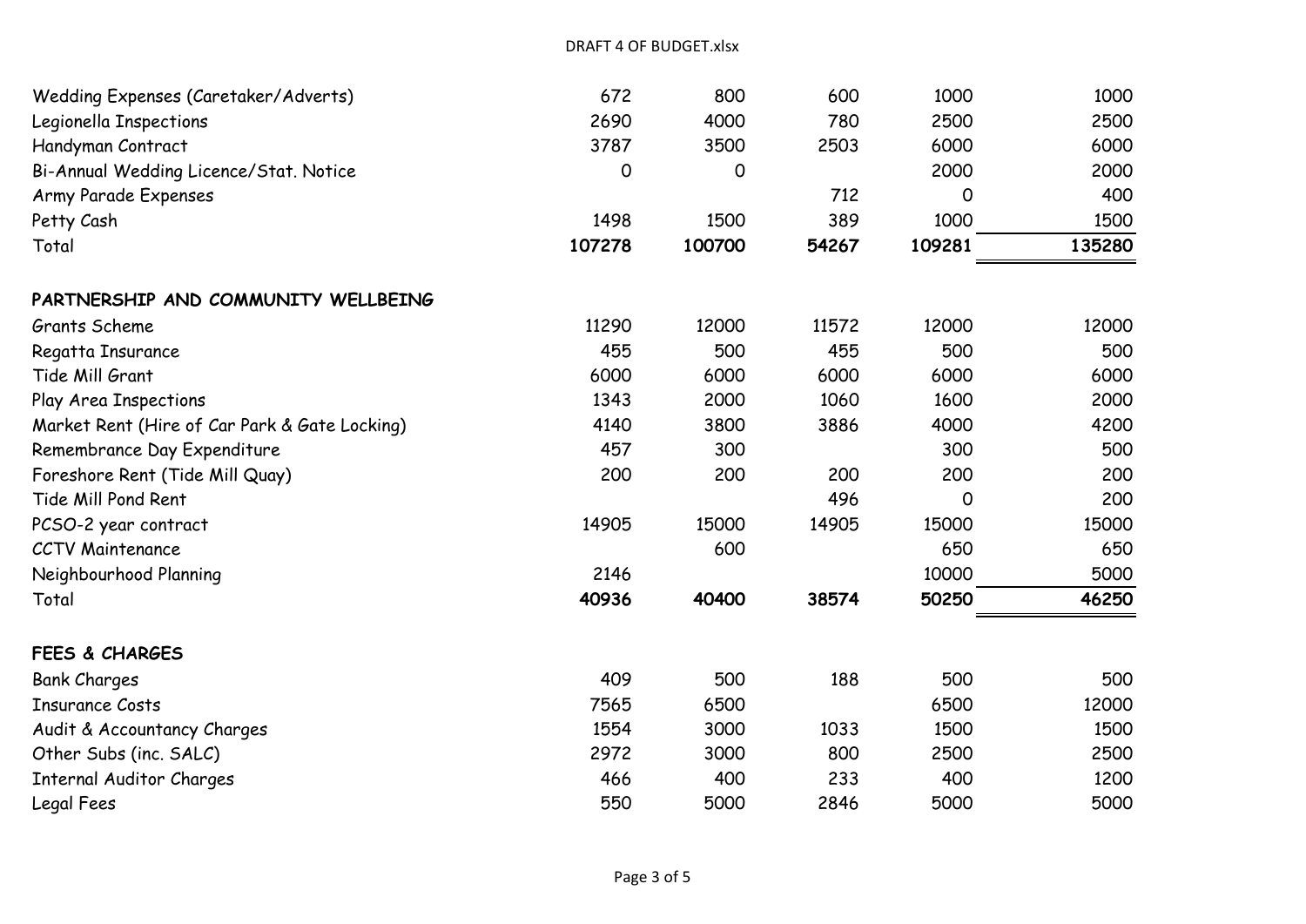| | | | | | |
|---|---|---|---|---|---|
| Wedding Expenses (Caretaker/Adverts) | 672 | 800 | 600 | 1000 | 1000 |
| Legionella Inspections | 2690 | 4000 | 780 | 2500 | 2500 |
| Handyman Contract | 3787 | 3500 | 2503 | 6000 | 6000 |
| Bi-Annual Wedding Licence/Stat. Notice | 0 | 0 | | 2000 | 2000 |
| Army Parade Expenses | | | 712 | 0 | 400 |
| Petty Cash | 1498 | 1500 | 389 | 1000 | 1500 |
| Total | **107278** | **100700** | **54267** | **109281** | **135280** |
| | | | | | |
| **PARTNERSHIP AND COMMUNITY WELLBEING** | | | | | |
| Grants Scheme | 11290 | 12000 | 11572 | 12000 | 12000 |
| Regatta Insurance | 455 | 500 | 455 | 500 | 500 |
| Tide Mill Grant | 6000 | 6000 | 6000 | 6000 | 6000 |
| Play Area Inspections | 1343 | 2000 | 1060 | 1600 | 2000 |
| Market Rent (Hire of Car Park & Gate Locking) | 4140 | 3800 | 3886 | 4000 | 4200 |
| Remembrance Day Expenditure | 457 | 300 | | 300 | 500 |
| Foreshore Rent (Tide Mill Quay) | 200 | 200 | 200 | 200 | 200 |
| Tide Mill Pond Rent | | | 496 | 0 | 200 |
| PCSO-2 year contract | 14905 | 15000 | 14905 | 15000 | 15000 |
| CCTV Maintenance | | 600 | | 650 | 650 |
| Neighbourhood Planning | 2146 | | | 10000 | 5000 |
| Total | **40936** | **40400** | **38574** | **50250** | **46250** |
| | | | | | |
| **FEES & CHARGES** | | | | | |
| Bank Charges | 409 | 500 | 188 | 500 | 500 |
| Insurance Costs | 7565 | 6500 | | 6500 | 12000 |
| Audit & Accountancy Charges | 1554 | 3000 | 1033 | 1500 | 1500 |
| Other Subs (inc. SALC) | 2972 | 3000 | 800 | 2500 | 2500 |
| Internal Auditor Charges | 466 | 400 | 233 | 400 | 1200 |
| Legal Fees | 550 | 5000 | 2846 | 5000 | 5000 |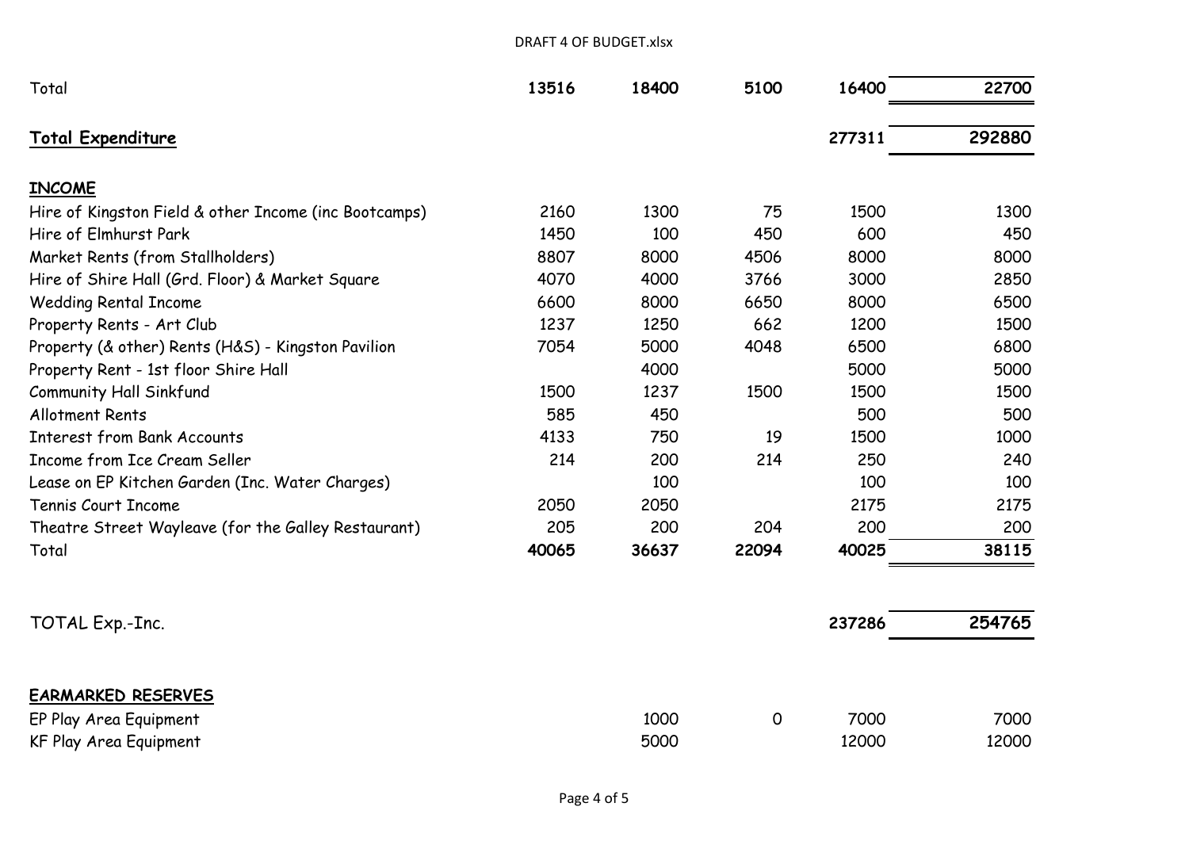| | | | | | |
|---|---|---|---|---|---|
| Total | **13516** | **18400** | **5100** | **16400** | **22700** |
| **Total Expenditure** | | | | **277311** | **292880** |
| **INCOME** | | | | | |
| Hire of Kingston Field & other Income (inc Bootcamps) | 2160 | 1300 | 75 | 1500 | 1300 |
| Hire of Elmhurst Park | 1450 | 100 | 450 | 600 | 450 |
| Market Rents (from Stallholders) | 8807 | 8000 | 4506 | 8000 | 8000 |
| Hire of Shire Hall (Grd. Floor) & Market Square | 4070 | 4000 | 3766 | 3000 | 2850 |
| Wedding Rental Income | 6600 | 8000 | 6650 | 8000 | 6500 |
| Property Rents - Art Club | 1237 | 1250 | 662 | 1200 | 1500 |
| Property (& other) Rents (H&S) - Kingston Pavilion | 7054 | 5000 | 4048 | 6500 | 6800 |
| Property Rent - 1st floor Shire Hall | | 4000 | | 5000 | 5000 |
| Community Hall Sinkfund | 1500 | 1237 | 1500 | 1500 | 1500 |
| Allotment Rents | 585 | 450 | | 500 | 500 |
| Interest from Bank Accounts | 4133 | 750 | 19 | 1500 | 1000 |
| Income from Ice Cream Seller | 214 | 200 | 214 | 250 | 240 |
| Lease on EP Kitchen Garden (Inc. Water Charges) | | 100 | | 100 | 100 |
| Tennis Court Income | 2050 | 2050 | | 2175 | 2175 |
| Theatre Street Wayleave (for the Galley Restaurant) | 205 | 200 | 204 | 200 | 200 |
| Total | **40065** | **36637** | **22094** | **40025** | **38115** |
| TOTAL Exp.-Inc. | | | | **237286** | **254765** |
| **EARMARKED RESERVES** | | | | | |
| EP Play Area Equipment | | 1000 | 0 | 7000 | 7000 |
| KF Play Area Equipment | | 5000 | | 12000 | 12000 |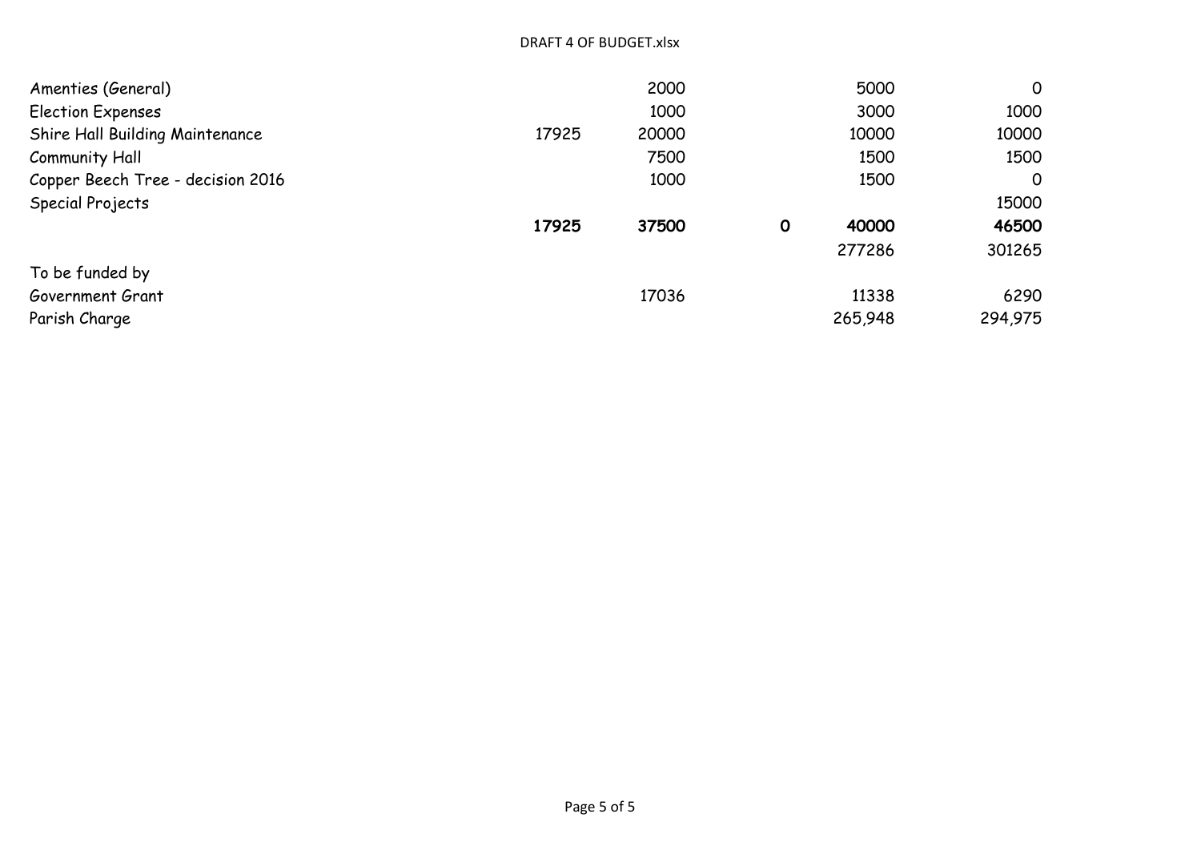| | | | | | |
|---|---|---|---|---|---|
| Amenties (General) | | 2000 | | 5000 | 0 |
| Election Expenses | | 1000 | | 3000 | 1000 |
| Shire Hall Building Maintenance | 17925 | 20000 | | 10000 | 10000 |
| Community Hall | | 7500 | | 1500 | 1500 |
| Copper Beech Tree - decision 2016 | | 1000 | | 1500 | 0 |
| Special Projects | | | | | 15000 |
| | **17925** | **37500** | **0** | **40000** | **46500** |
| | | | | 277286 | 301265 |
| To be funded by | | | | | |
| Government Grant | | 17036 | | 11338 | 6290 |
| Parish Charge | | | | 265,948 | 294,975 |